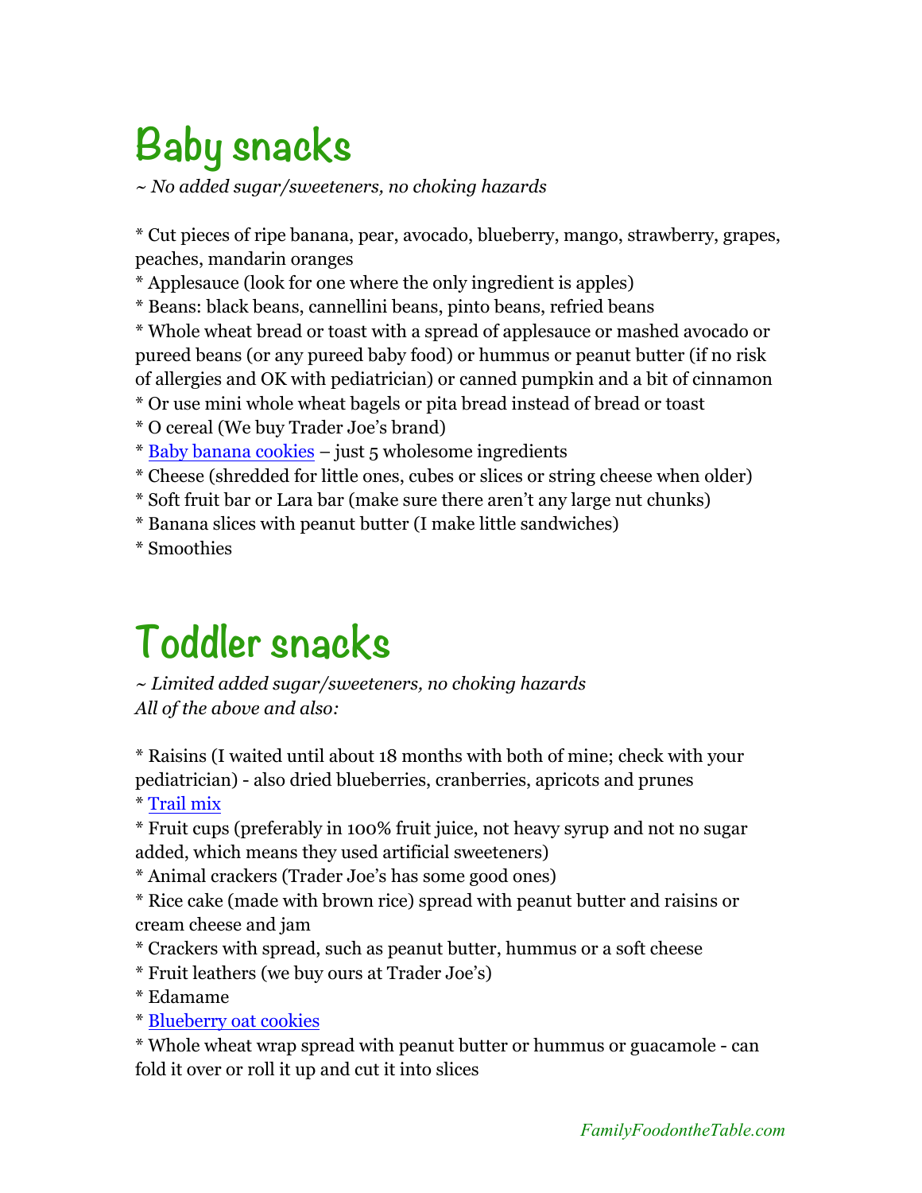# Baby snacks

*~ No added sugar/sweeteners, no choking hazards*

* Cut pieces of ripe banana, pear, avocado, blueberry, mango, strawberry, grapes, peaches, mandarin oranges
* Applesauce (look for one where the only ingredient is apples)
* Beans: black beans, cannellini beans, pinto beans, refried beans
* Whole wheat bread or toast with a spread of applesauce or mashed avocado or pureed beans (or any pureed baby food) or hummus or peanut butter (if no risk of allergies and OK with pediatrician) or canned pumpkin and a bit of cinnamon
* Or use mini whole wheat bagels or pita bread instead of bread or toast
* O cereal (We buy Trader Joe's brand)
* Baby banana cookies – just 5 wholesome ingredients
* Cheese (shredded for little ones, cubes or slices or string cheese when older)
* Soft fruit bar or Lara bar (make sure there aren't any large nut chunks)
* Banana slices with peanut butter (I make little sandwiches)
* Smoothies

# Toddler snacks

*~ Limited added sugar/sweeteners, no choking hazards*
*All of the above and also:*

* Raisins (I waited until about 18 months with both of mine; check with your pediatrician) - also dried blueberries, cranberries, apricots and prunes
* Trail mix
* Fruit cups (preferably in 100% fruit juice, not heavy syrup and not no sugar added, which means they used artificial sweeteners)
* Animal crackers (Trader Joe's has some good ones)
* Rice cake (made with brown rice) spread with peanut butter and raisins or cream cheese and jam
* Crackers with spread, such as peanut butter, hummus or a soft cheese
* Fruit leathers (we buy ours at Trader Joe's)
* Edamame
* Blueberry oat cookies
* Whole wheat wrap spread with peanut butter or hummus or guacamole - can fold it over or roll it up and cut it into slices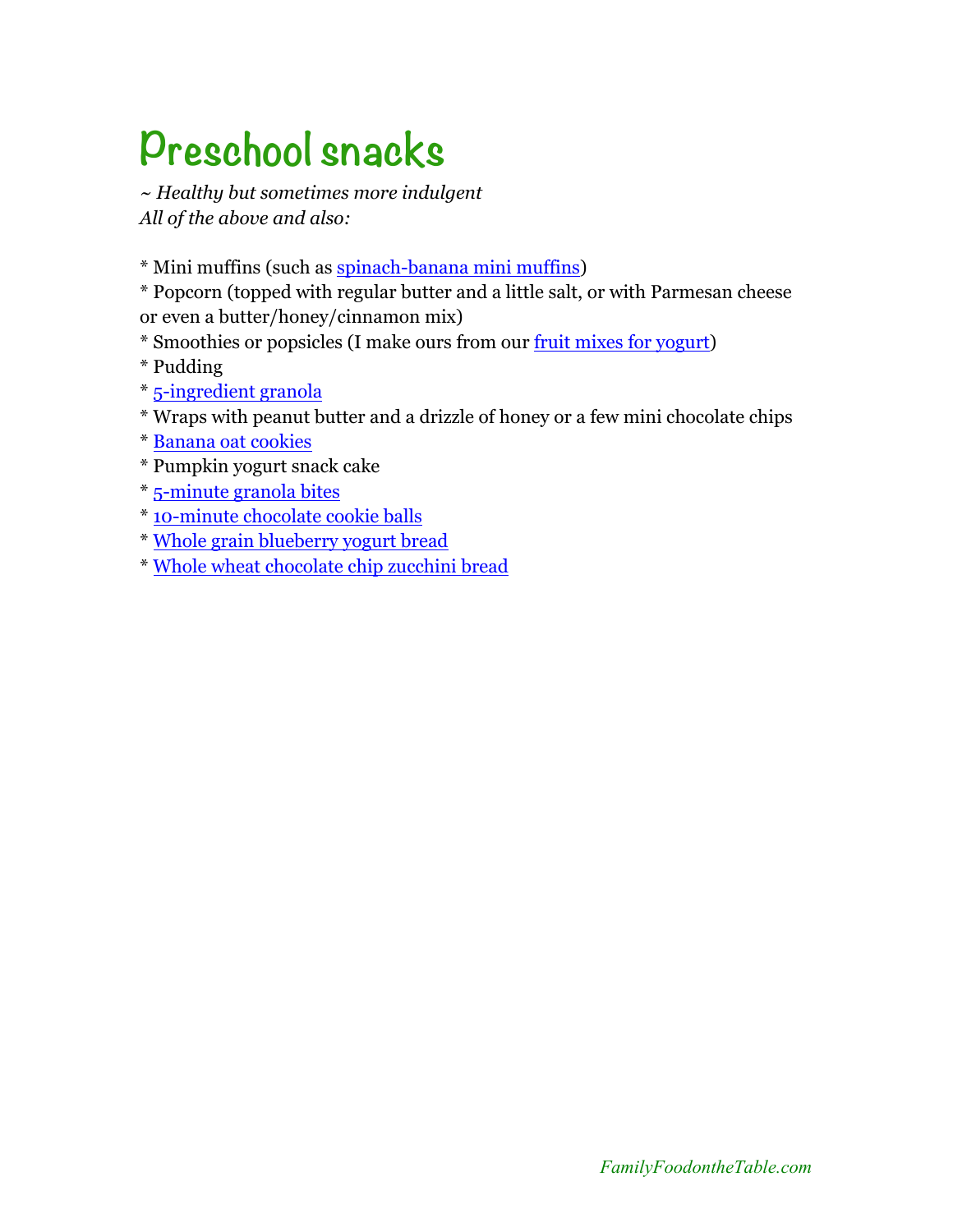# Preschool snacks

*~ Healthy but sometimes more indulgent*
*All of the above and also:*

* Mini muffins (such as spinach-banana mini muffins)
* Popcorn (topped with regular butter and a little salt, or with Parmesan cheese or even a butter/honey/cinnamon mix)
* Smoothies or popsicles (I make ours from our fruit mixes for yogurt)
* Pudding
* 5-ingredient granola
* Wraps with peanut butter and a drizzle of honey or a few mini chocolate chips
* Banana oat cookies
* Pumpkin yogurt snack cake
* 5-minute granola bites
* 10-minute chocolate cookie balls
* Whole grain blueberry yogurt bread
* Whole wheat chocolate chip zucchini bread